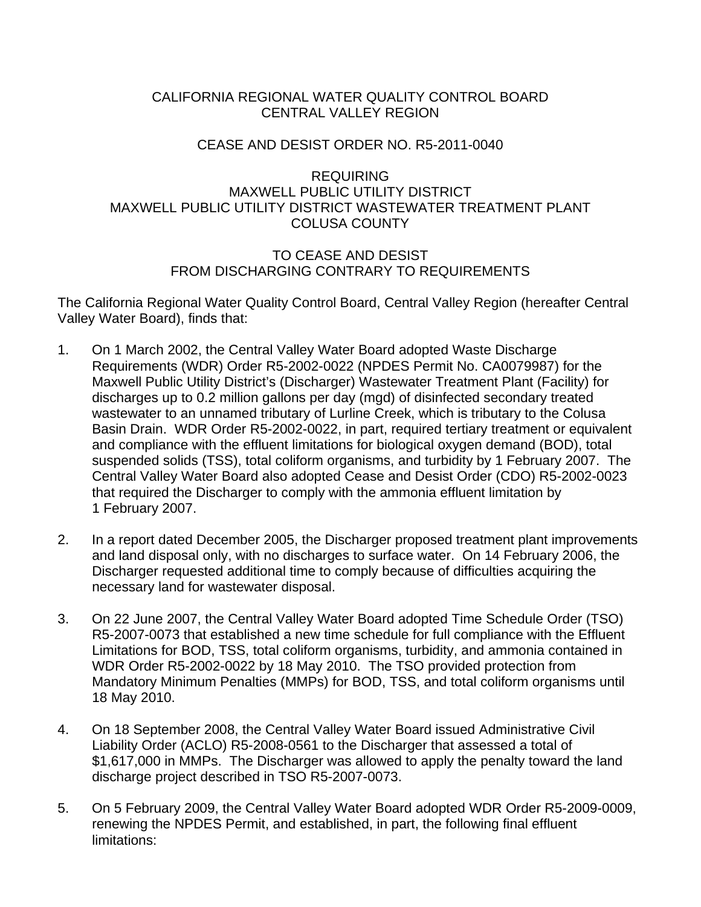CALIFORNIA REGIONAL WATER QUALITY CONTROL BOARD
CENTRAL VALLEY REGION

CEASE AND DESIST ORDER NO. R5-2011-0040

REQUIRING
MAXWELL PUBLIC UTILITY DISTRICT
MAXWELL PUBLIC UTILITY DISTRICT WASTEWATER TREATMENT PLANT
COLUSA COUNTY

TO CEASE AND DESIST
FROM DISCHARGING CONTRARY TO REQUIREMENTS

The California Regional Water Quality Control Board, Central Valley Region (hereafter Central Valley Water Board), finds that:

1. On 1 March 2002, the Central Valley Water Board adopted Waste Discharge Requirements (WDR) Order R5-2002-0022 (NPDES Permit No. CA0079987) for the Maxwell Public Utility District's (Discharger) Wastewater Treatment Plant (Facility) for discharges up to 0.2 million gallons per day (mgd) of disinfected secondary treated wastewater to an unnamed tributary of Lurline Creek, which is tributary to the Colusa Basin Drain. WDR Order R5-2002-0022, in part, required tertiary treatment or equivalent and compliance with the effluent limitations for biological oxygen demand (BOD), total suspended solids (TSS), total coliform organisms, and turbidity by 1 February 2007. The Central Valley Water Board also adopted Cease and Desist Order (CDO) R5-2002-0023 that required the Discharger to comply with the ammonia effluent limitation by 1 February 2007.

2. In a report dated December 2005, the Discharger proposed treatment plant improvements and land disposal only, with no discharges to surface water. On 14 February 2006, the Discharger requested additional time to comply because of difficulties acquiring the necessary land for wastewater disposal.

3. On 22 June 2007, the Central Valley Water Board adopted Time Schedule Order (TSO) R5-2007-0073 that established a new time schedule for full compliance with the Effluent Limitations for BOD, TSS, total coliform organisms, turbidity, and ammonia contained in WDR Order R5-2002-0022 by 18 May 2010. The TSO provided protection from Mandatory Minimum Penalties (MMPs) for BOD, TSS, and total coliform organisms until 18 May 2010.

4. On 18 September 2008, the Central Valley Water Board issued Administrative Civil Liability Order (ACLO) R5-2008-0561 to the Discharger that assessed a total of $1,617,000 in MMPs. The Discharger was allowed to apply the penalty toward the land discharge project described in TSO R5-2007-0073.

5. On 5 February 2009, the Central Valley Water Board adopted WDR Order R5-2009-0009, renewing the NPDES Permit, and established, in part, the following final effluent limitations: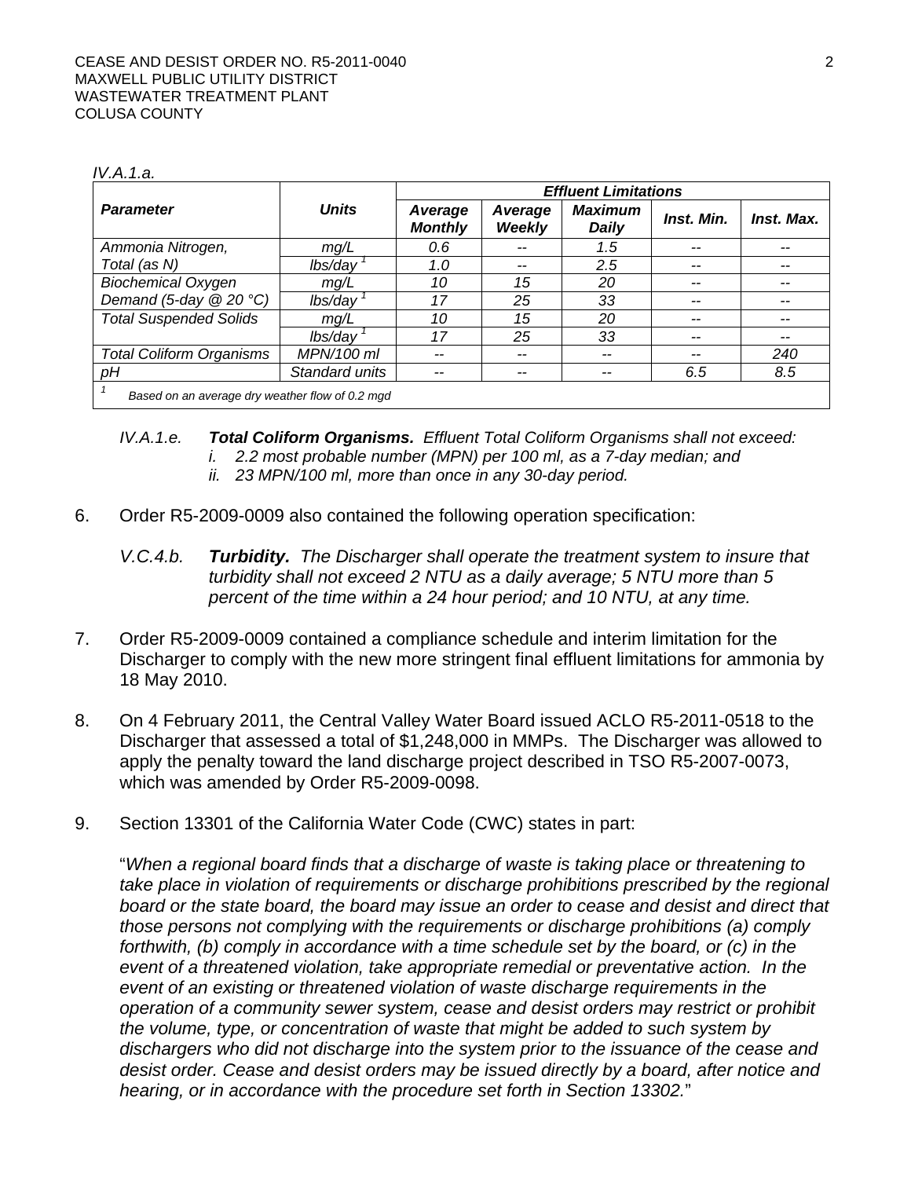*IV.A.1.a.*

| *Parameter* | *Units* | *Effluent Limitations* | | | | |
|---|---|---|---|---|---|---|
| | | *Average Monthly* | *Average Weekly* | *Maximum Daily* | *Inst. Min.* | *Inst. Max.* |
| *Ammonia Nitrogen, Total (as N)* | *mg/L* | *0.6* | *--* | *1.5* | *--* | *--* |
| | *lbs/day* [1] | *1.0* | *--* | *2.5* | *--* | *--* |
| *Biochemical Oxygen Demand (5-day @ 20 °C)* | *mg/L* | *10* | *15* | *20* | *--* | *--* |
| | *lbs/day* [1] | *17* | *25* | *33* | *--* | *--* |
| *Total Suspended Solids* | *mg/L* | *10* | *15* | *20* | *--* | *--* |
| | *lbs/day* [1] | *17* | *25* | *33* | *--* | *--* |
| *Total Coliform Organisms* | *MPN/100 ml* | *--* | *--* | *--* | *--* | *240* |
| *pH* | *Standard units* | *--* | *--* | *--* | *6.5* | *8.5* |

[1] *Based on an average dry weather flow of 0.2 mgd*

*IV.A.1.e.* ***Total Coliform Organisms.*** *Effluent Total Coliform Organisms shall not exceed:*

*i. 2.2 most probable number (MPN) per 100 ml, as a 7-day median; and*

*ii. 23 MPN/100 ml, more than once in any 30-day period.*

6. Order R5-2009-0009 also contained the following operation specification:

   *V.C.4.b.* ***Turbidity.*** *The Discharger shall operate the treatment system to insure that turbidity shall not exceed 2 NTU as a daily average; 5 NTU more than 5 percent of the time within a 24 hour period; and 10 NTU, at any time.*

7. Order R5-2009-0009 contained a compliance schedule and interim limitation for the Discharger to comply with the new more stringent final effluent limitations for ammonia by 18 May 2010.

8. On 4 February 2011, the Central Valley Water Board issued ACLO R5-2011-0518 to the Discharger that assessed a total of $1,248,000 in MMPs. The Discharger was allowed to apply the penalty toward the land discharge project described in TSO R5-2007-0073, which was amended by Order R5-2009-0098.

9. Section 13301 of the California Water Code (CWC) states in part:

   "*When a regional board finds that a discharge of waste is taking place or threatening to take place in violation of requirements or discharge prohibitions prescribed by the regional board or the state board, the board may issue an order to cease and desist and direct that those persons not complying with the requirements or discharge prohibitions (a) comply forthwith, (b) comply in accordance with a time schedule set by the board, or (c) in the event of a threatened violation, take appropriate remedial or preventative action. In the event of an existing or threatened violation of waste discharge requirements in the operation of a community sewer system, cease and desist orders may restrict or prohibit the volume, type, or concentration of waste that might be added to such system by dischargers who did not discharge into the system prior to the issuance of the cease and desist order. Cease and desist orders may be issued directly by a board, after notice and hearing, or in accordance with the procedure set forth in Section 13302.*"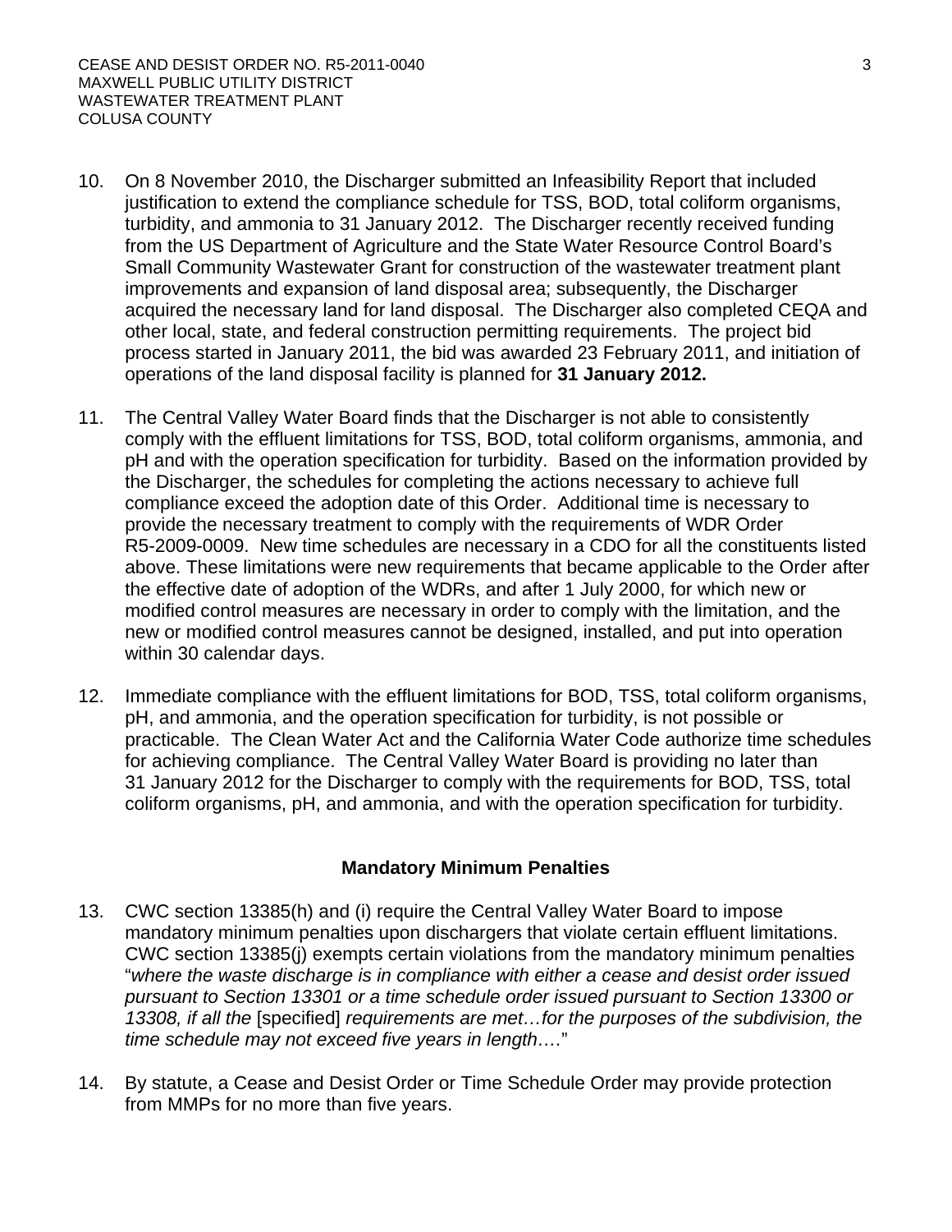10. On 8 November 2010, the Discharger submitted an Infeasibility Report that included justification to extend the compliance schedule for TSS, BOD, total coliform organisms, turbidity, and ammonia to 31 January 2012. The Discharger recently received funding from the US Department of Agriculture and the State Water Resource Control Board's Small Community Wastewater Grant for construction of the wastewater treatment plant improvements and expansion of land disposal area; subsequently, the Discharger acquired the necessary land for land disposal. The Discharger also completed CEQA and other local, state, and federal construction permitting requirements. The project bid process started in January 2011, the bid was awarded 23 February 2011, and initiation of operations of the land disposal facility is planned for **31 January 2012.**

11. The Central Valley Water Board finds that the Discharger is not able to consistently comply with the effluent limitations for TSS, BOD, total coliform organisms, ammonia, and pH and with the operation specification for turbidity. Based on the information provided by the Discharger, the schedules for completing the actions necessary to achieve full compliance exceed the adoption date of this Order. Additional time is necessary to provide the necessary treatment to comply with the requirements of WDR Order R5-2009-0009. New time schedules are necessary in a CDO for all the constituents listed above. These limitations were new requirements that became applicable to the Order after the effective date of adoption of the WDRs, and after 1 July 2000, for which new or modified control measures are necessary in order to comply with the limitation, and the new or modified control measures cannot be designed, installed, and put into operation within 30 calendar days.

12. Immediate compliance with the effluent limitations for BOD, TSS, total coliform organisms, pH, and ammonia, and the operation specification for turbidity, is not possible or practicable. The Clean Water Act and the California Water Code authorize time schedules for achieving compliance. The Central Valley Water Board is providing no later than 31 January 2012 for the Discharger to comply with the requirements for BOD, TSS, total coliform organisms, pH, and ammonia, and with the operation specification for turbidity.

**Mandatory Minimum Penalties**

13. CWC section 13385(h) and (i) require the Central Valley Water Board to impose mandatory minimum penalties upon dischargers that violate certain effluent limitations. CWC section 13385(j) exempts certain violations from the mandatory minimum penalties "*where the waste discharge is in compliance with either a cease and desist order issued pursuant to Section 13301 or a time schedule order issued pursuant to Section 13300 or 13308, if all the* [specified] *requirements are met…for the purposes of the subdivision, the time schedule may not exceed five years in length….*"

14. By statute, a Cease and Desist Order or Time Schedule Order may provide protection from MMPs for no more than five years.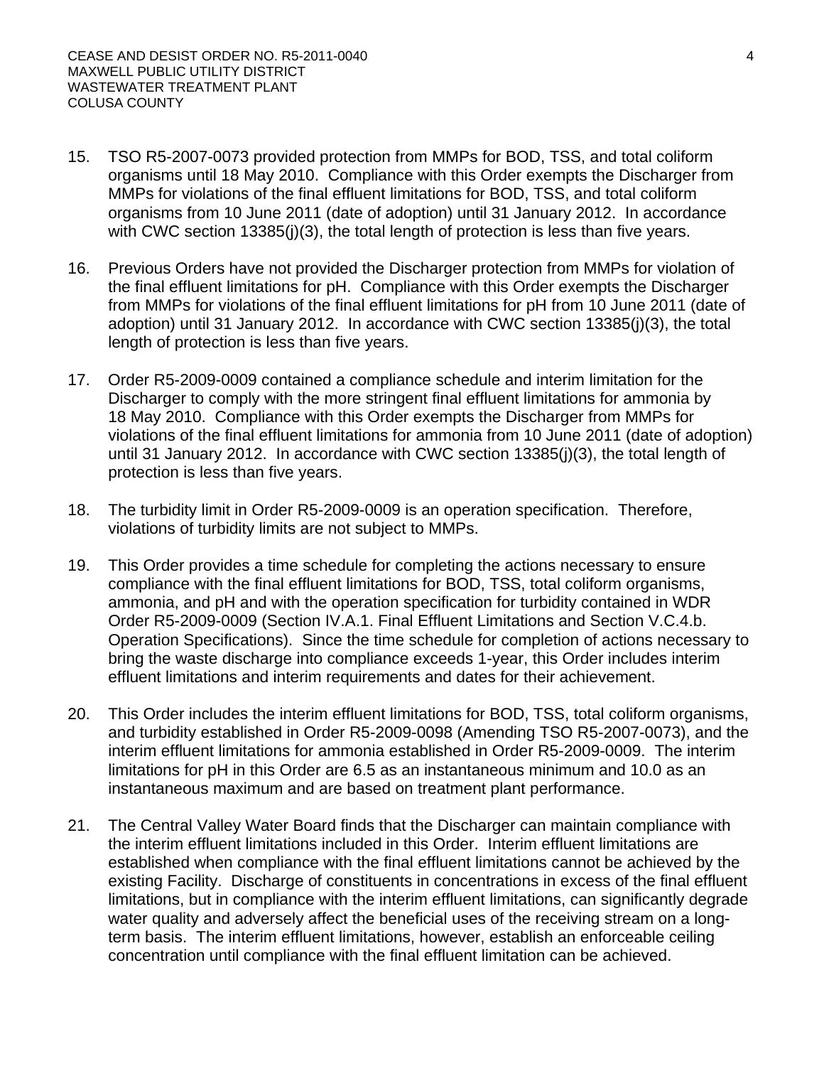15. TSO R5-2007-0073 provided protection from MMPs for BOD, TSS, and total coliform organisms until 18 May 2010. Compliance with this Order exempts the Discharger from MMPs for violations of the final effluent limitations for BOD, TSS, and total coliform organisms from 10 June 2011 (date of adoption) until 31 January 2012. In accordance with CWC section 13385(j)(3), the total length of protection is less than five years.

16. Previous Orders have not provided the Discharger protection from MMPs for violation of the final effluent limitations for pH. Compliance with this Order exempts the Discharger from MMPs for violations of the final effluent limitations for pH from 10 June 2011 (date of adoption) until 31 January 2012. In accordance with CWC section 13385(j)(3), the total length of protection is less than five years.

17. Order R5-2009-0009 contained a compliance schedule and interim limitation for the Discharger to comply with the more stringent final effluent limitations for ammonia by 18 May 2010. Compliance with this Order exempts the Discharger from MMPs for violations of the final effluent limitations for ammonia from 10 June 2011 (date of adoption) until 31 January 2012. In accordance with CWC section 13385(j)(3), the total length of protection is less than five years.

18. The turbidity limit in Order R5-2009-0009 is an operation specification. Therefore, violations of turbidity limits are not subject to MMPs.

19. This Order provides a time schedule for completing the actions necessary to ensure compliance with the final effluent limitations for BOD, TSS, total coliform organisms, ammonia, and pH and with the operation specification for turbidity contained in WDR Order R5-2009-0009 (Section IV.A.1. Final Effluent Limitations and Section V.C.4.b. Operation Specifications). Since the time schedule for completion of actions necessary to bring the waste discharge into compliance exceeds 1-year, this Order includes interim effluent limitations and interim requirements and dates for their achievement.

20. This Order includes the interim effluent limitations for BOD, TSS, total coliform organisms, and turbidity established in Order R5-2009-0098 (Amending TSO R5-2007-0073), and the interim effluent limitations for ammonia established in Order R5-2009-0009. The interim limitations for pH in this Order are 6.5 as an instantaneous minimum and 10.0 as an instantaneous maximum and are based on treatment plant performance.

21. The Central Valley Water Board finds that the Discharger can maintain compliance with the interim effluent limitations included in this Order. Interim effluent limitations are established when compliance with the final effluent limitations cannot be achieved by the existing Facility. Discharge of constituents in concentrations in excess of the final effluent limitations, but in compliance with the interim effluent limitations, can significantly degrade water quality and adversely affect the beneficial uses of the receiving stream on a long-term basis. The interim effluent limitations, however, establish an enforceable ceiling concentration until compliance with the final effluent limitation can be achieved.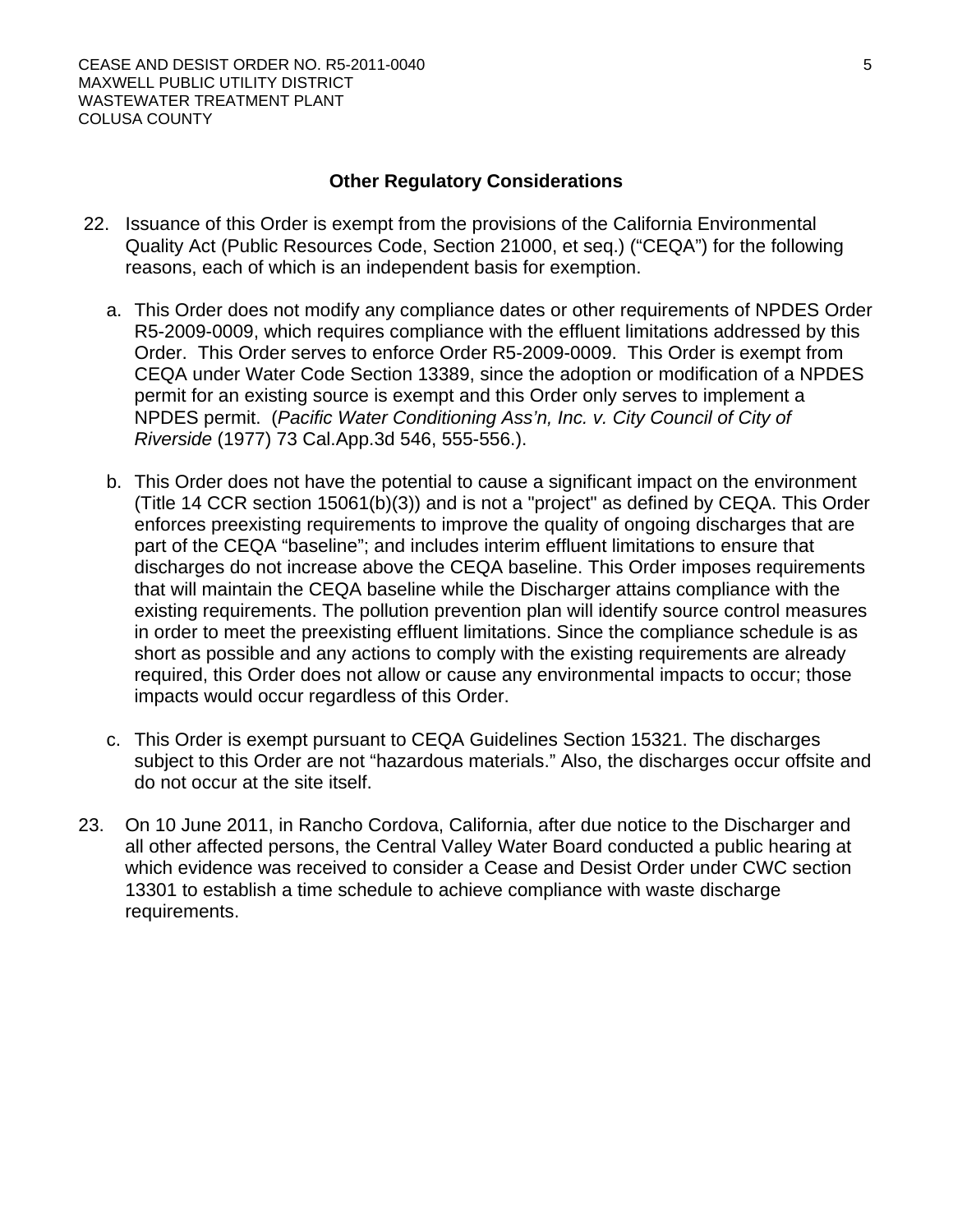**Other Regulatory Considerations**

22. Issuance of this Order is exempt from the provisions of the California Environmental Quality Act (Public Resources Code, Section 21000, et seq.) ("CEQA") for the following reasons, each of which is an independent basis for exemption.

    a. This Order does not modify any compliance dates or other requirements of NPDES Order R5-2009-0009, which requires compliance with the effluent limitations addressed by this Order. This Order serves to enforce Order R5-2009-0009. This Order is exempt from CEQA under Water Code Section 13389, since the adoption or modification of a NPDES permit for an existing source is exempt and this Order only serves to implement a NPDES permit. (*Pacific Water Conditioning Ass'n, Inc. v. City Council of City of Riverside* (1977) 73 Cal.App.3d 546, 555-556.).

    b. This Order does not have the potential to cause a significant impact on the environment (Title 14 CCR section 15061(b)(3)) and is not a "project" as defined by CEQA. This Order enforces preexisting requirements to improve the quality of ongoing discharges that are part of the CEQA "baseline"; and includes interim effluent limitations to ensure that discharges do not increase above the CEQA baseline. This Order imposes requirements that will maintain the CEQA baseline while the Discharger attains compliance with the existing requirements. The pollution prevention plan will identify source control measures in order to meet the preexisting effluent limitations. Since the compliance schedule is as short as possible and any actions to comply with the existing requirements are already required, this Order does not allow or cause any environmental impacts to occur; those impacts would occur regardless of this Order.

    c. This Order is exempt pursuant to CEQA Guidelines Section 15321. The discharges subject to this Order are not "hazardous materials." Also, the discharges occur offsite and do not occur at the site itself.

23. On 10 June 2011, in Rancho Cordova, California, after due notice to the Discharger and all other affected persons, the Central Valley Water Board conducted a public hearing at which evidence was received to consider a Cease and Desist Order under CWC section 13301 to establish a time schedule to achieve compliance with waste discharge requirements.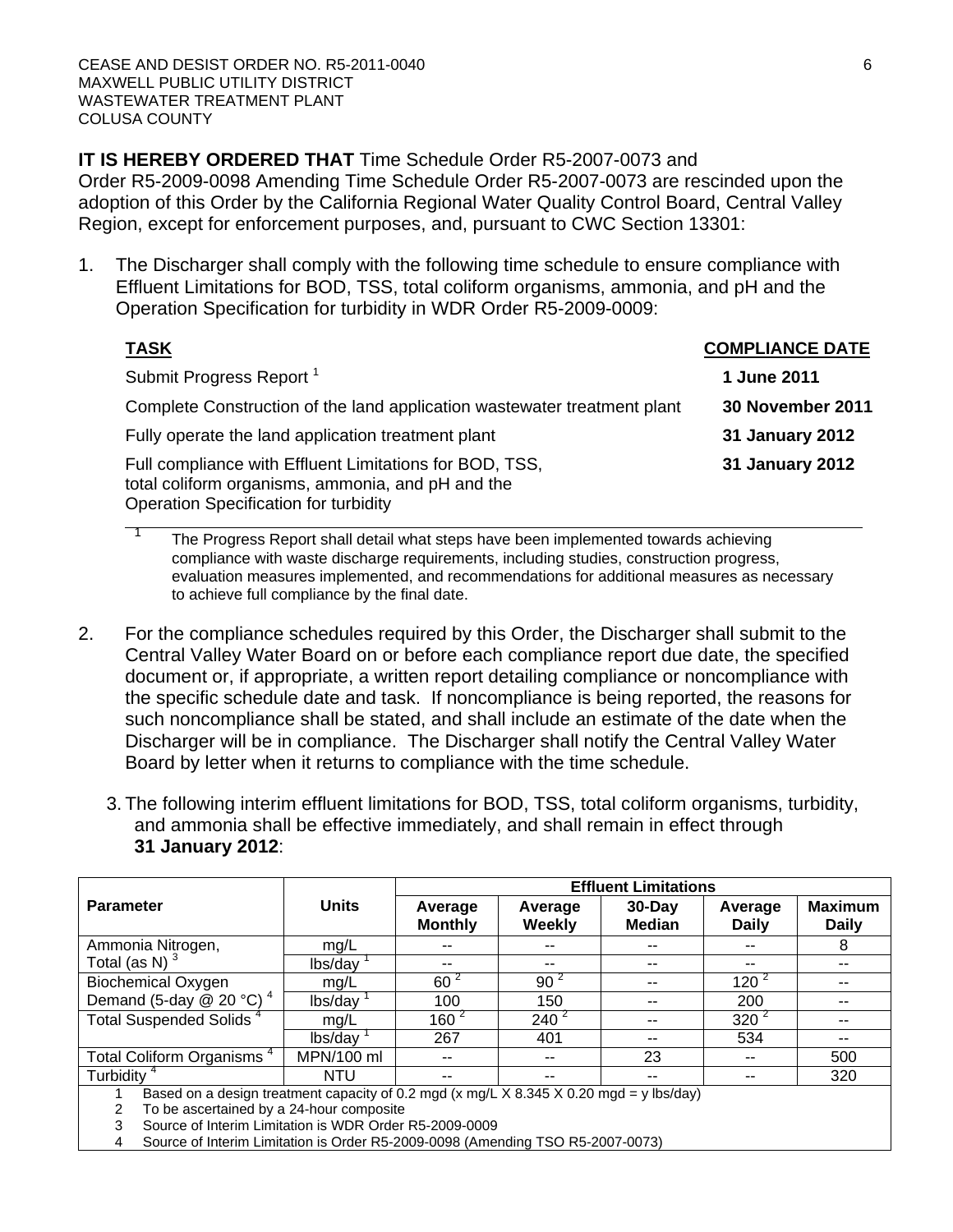**IT IS HEREBY ORDERED THAT** Time Schedule Order R5-2007-0073 and Order R5-2009-0098 Amending Time Schedule Order R5-2007-0073 are rescinded upon the adoption of this Order by the California Regional Water Quality Control Board, Central Valley Region, except for enforcement purposes, and, pursuant to CWC Section 13301:

1. The Discharger shall comply with the following time schedule to ensure compliance with Effluent Limitations for BOD, TSS, total coliform organisms, ammonia, and pH and the Operation Specification for turbidity in WDR Order R5-2009-0009:

| **TASK** | **COMPLIANCE DATE** |
|---|---|
| Submit Progress Report [1] | **1 June 2011** |
| Complete Construction of the land application wastewater treatment plant | **30 November 2011** |
| Fully operate the land application treatment plant | **31 January 2012** |
| Full compliance with Effluent Limitations for BOD, TSS, total coliform organisms, ammonia, and pH and the Operation Specification for turbidity | **31 January 2012** |

[1] The Progress Report shall detail what steps have been implemented towards achieving compliance with waste discharge requirements, including studies, construction progress, evaluation measures implemented, and recommendations for additional measures as necessary to achieve full compliance by the final date.

2. For the compliance schedules required by this Order, the Discharger shall submit to the Central Valley Water Board on or before each compliance report due date, the specified document or, if appropriate, a written report detailing compliance or noncompliance with the specific schedule date and task. If noncompliance is being reported, the reasons for such noncompliance shall be stated, and shall include an estimate of the date when the Discharger will be in compliance. The Discharger shall notify the Central Valley Water Board by letter when it returns to compliance with the time schedule.

3. The following interim effluent limitations for BOD, TSS, total coliform organisms, turbidity, and ammonia shall be effective immediately, and shall remain in effect through **31 January 2012**:

| Parameter | Units | Effluent Limitations | | | | |
|---|---|---|---|---|---|---|
| | | Average Monthly | Average Weekly | 30-Day Median | Average Daily | Maximum Daily |
| Ammonia Nitrogen, Total (as N) [3] | mg/L | -- | -- | -- | -- | 8 |
| | lbs/day [1] | -- | -- | -- | -- | -- |
| Biochemical Oxygen Demand (5-day @ 20 °C) [4] | mg/L | 60 [2] | 90 [2] | -- | 120 [2] | -- |
| | lbs/day [1] | 100 | 150 | -- | 200 | -- |
| Total Suspended Solids [4] | mg/L | 160 [2] | 240 [2] | -- | 320 [2] | -- |
| | lbs/day [1] | 267 | 401 | -- | 534 | -- |
| Total Coliform Organisms [4] | MPN/100 ml | -- | -- | 23 | -- | 500 |
| Turbidity [4] | NTU | -- | -- | -- | -- | 320 |

1 Based on a design treatment capacity of 0.2 mgd (x mg/L X 8.345 X 0.20 mgd = y lbs/day)
2 To be ascertained by a 24-hour composite
3 Source of Interim Limitation is WDR Order R5-2009-0009
4 Source of Interim Limitation is Order R5-2009-0098 (Amending TSO R5-2007-0073)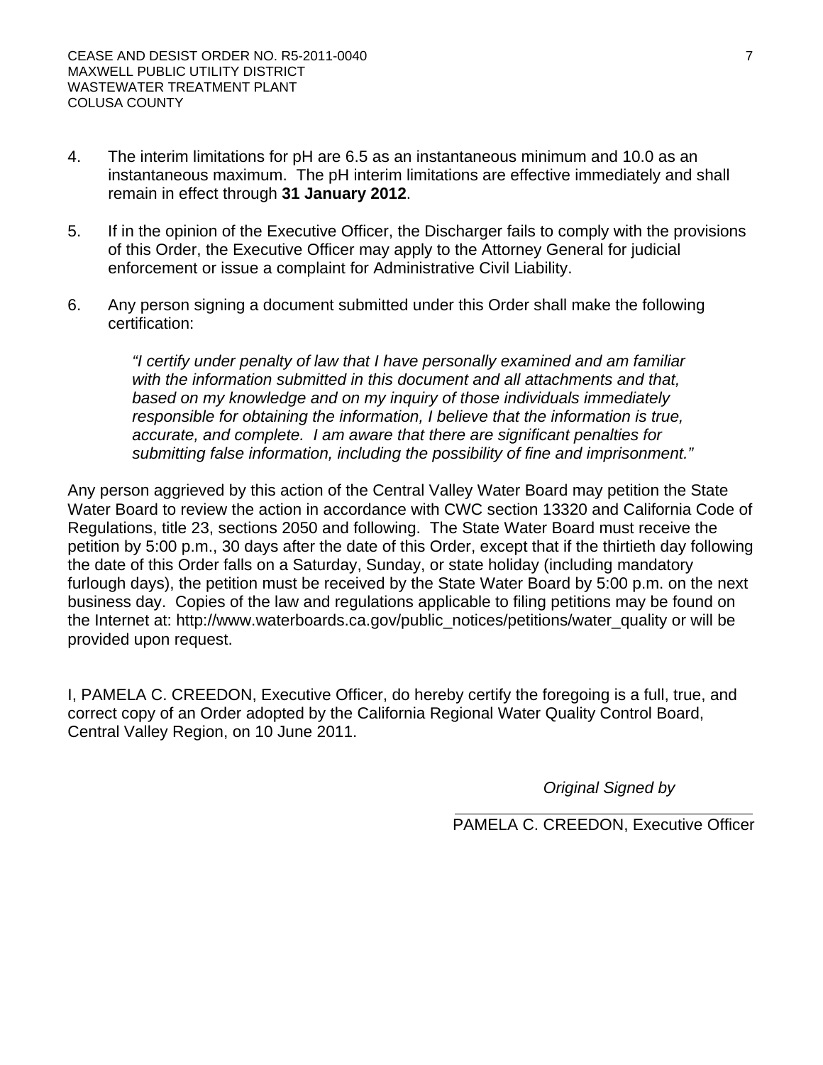4. The interim limitations for pH are 6.5 as an instantaneous minimum and 10.0 as an instantaneous maximum. The pH interim limitations are effective immediately and shall remain in effect through **31 January 2012**.

5. If in the opinion of the Executive Officer, the Discharger fails to comply with the provisions of this Order, the Executive Officer may apply to the Attorney General for judicial enforcement or issue a complaint for Administrative Civil Liability.

6. Any person signing a document submitted under this Order shall make the following certification:

   *"I certify under penalty of law that I have personally examined and am familiar with the information submitted in this document and all attachments and that, based on my knowledge and on my inquiry of those individuals immediately responsible for obtaining the information, I believe that the information is true, accurate, and complete. I am aware that there are significant penalties for submitting false information, including the possibility of fine and imprisonment."*

Any person aggrieved by this action of the Central Valley Water Board may petition the State Water Board to review the action in accordance with CWC section 13320 and California Code of Regulations, title 23, sections 2050 and following. The State Water Board must receive the petition by 5:00 p.m., 30 days after the date of this Order, except that if the thirtieth day following the date of this Order falls on a Saturday, Sunday, or state holiday (including mandatory furlough days), the petition must be received by the State Water Board by 5:00 p.m. on the next business day. Copies of the law and regulations applicable to filing petitions may be found on the Internet at: http://www.waterboards.ca.gov/public_notices/petitions/water_quality or will be provided upon request.

I, PAMELA C. CREEDON, Executive Officer, do hereby certify the foregoing is a full, true, and correct copy of an Order adopted by the California Regional Water Quality Control Board, Central Valley Region, on 10 June 2011.

*Original Signed by*

PAMELA C. CREEDON, Executive Officer